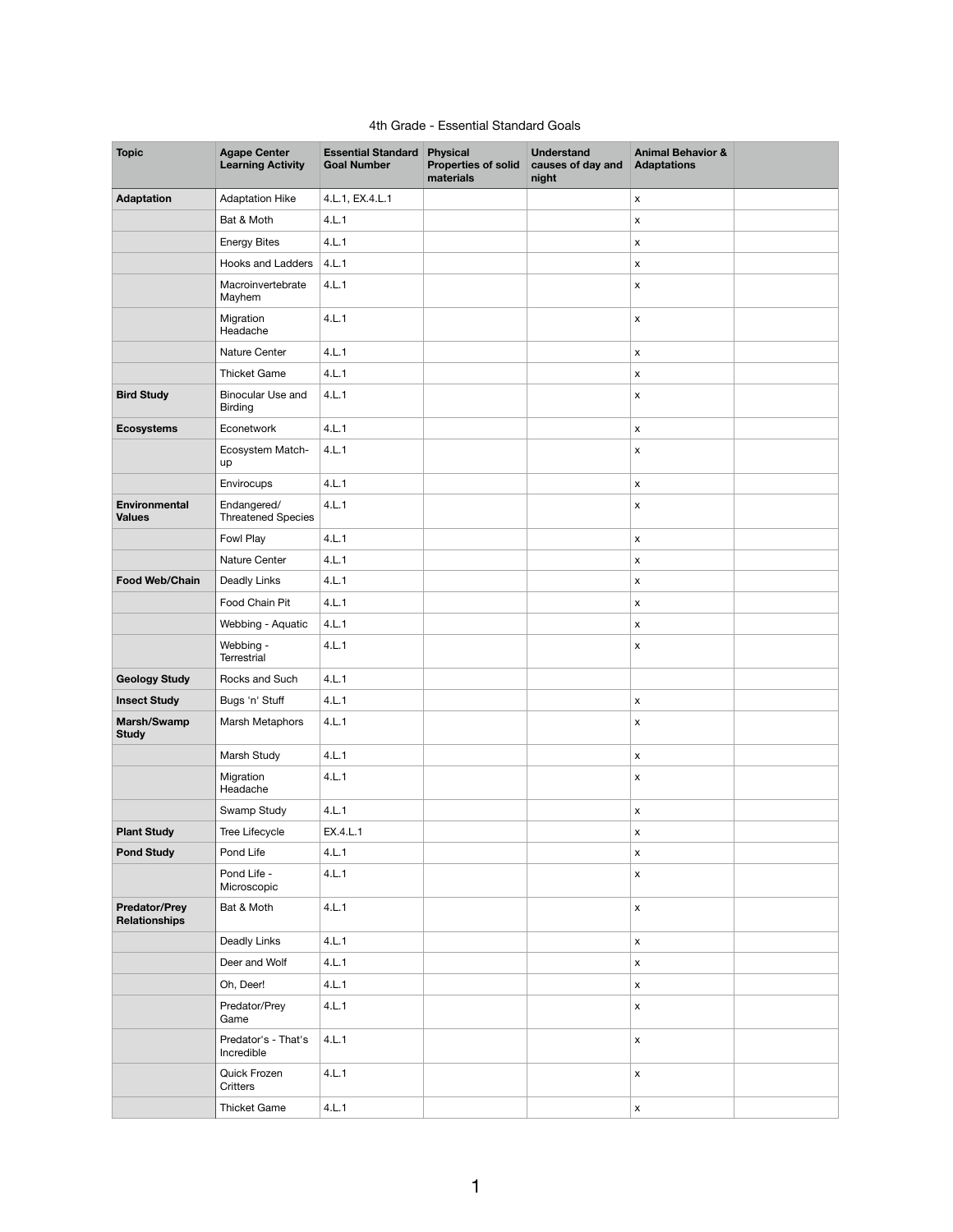4th Grade - Essential Standard Goals

| Topic | Agape Center Learning Activity | Essential Standard Goal Number | Physical Properties of solid materials | Understand causes of day and night | Animal Behavior & Adaptations | |
|---|---|---|---|---|---|---|
| **Adaptation** | Adaptation Hike | 4.L.1, EX.4.L.1 | | | x | |
| | Bat & Moth | 4.L.1 | | | x | |
| | Energy Bites | 4.L.1 | | | x | |
| | Hooks and Ladders | 4.L.1 | | | x | |
| | Macroinvertebrate Mayhem | 4.L.1 | | | x | |
| | Migration Headache | 4.L.1 | | | x | |
| | Nature Center | 4.L.1 | | | x | |
| | Thicket Game | 4.L.1 | | | x | |
| **Bird Study** | Binocular Use and Birding | 4.L.1 | | | x | |
| **Ecosystems** | Econetwork | 4.L.1 | | | x | |
| | Ecosystem Match-up | 4.L.1 | | | x | |
| | Envirocups | 4.L.1 | | | x | |
| **Environmental Values** | Endangered/ Threatened Species | 4.L.1 | | | x | |
| | Fowl Play | 4.L.1 | | | x | |
| | Nature Center | 4.L.1 | | | x | |
| **Food Web/Chain** | Deadly Links | 4.L.1 | | | x | |
| | Food Chain Pit | 4.L.1 | | | x | |
| | Webbing - Aquatic | 4.L.1 | | | x | |
| | Webbing - Terrestrial | 4.L.1 | | | x | |
| **Geology Study** | Rocks and Such | 4.L.1 | | | | |
| **Insect Study** | Bugs 'n' Stuff | 4.L.1 | | | x | |
| **Marsh/Swamp Study** | Marsh Metaphors | 4.L.1 | | | x | |
| | Marsh Study | 4.L.1 | | | x | |
| | Migration Headache | 4.L.1 | | | x | |
| | Swamp Study | 4.L.1 | | | x | |
| **Plant Study** | Tree Lifecycle | EX.4.L.1 | | | x | |
| **Pond Study** | Pond Life | 4.L.1 | | | x | |
| | Pond Life - Microscopic | 4.L.1 | | | x | |
| **Predator/Prey Relationships** | Bat & Moth | 4.L.1 | | | x | |
| | Deadly Links | 4.L.1 | | | x | |
| | Deer and Wolf | 4.L.1 | | | x | |
| | Oh, Deer! | 4.L.1 | | | x | |
| | Predator/Prey Game | 4.L.1 | | | x | |
| | Predator's - That's Incredible | 4.L.1 | | | x | |
| | Quick Frozen Critters | 4.L.1 | | | x | |
| | Thicket Game | 4.L.1 | | | x | |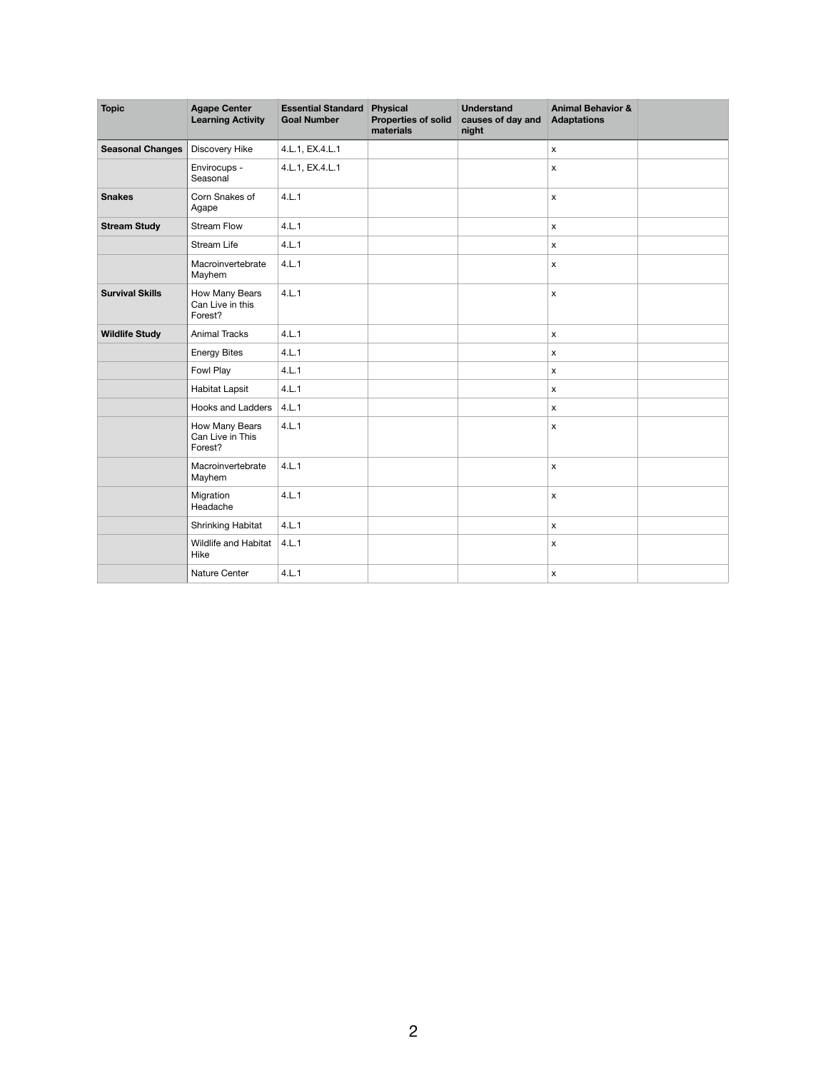| Topic | Agape Center Learning Activity | Essential Standard Goal Number | Physical Properties of solid materials | Understand causes of day and night | Animal Behavior & Adaptations | |
|---|---|---|---|---|---|---|
| **Seasonal Changes** | Discovery Hike | 4.L.1, EX.4.L.1 | | | x | |
| | Envirocups - Seasonal | 4.L.1, EX.4.L.1 | | | x | |
| **Snakes** | Corn Snakes of Agape | 4.L.1 | | | x | |
| **Stream Study** | Stream Flow | 4.L.1 | | | x | |
| | Stream Life | 4.L.1 | | | x | |
| | Macroinvertebrate Mayhem | 4.L.1 | | | x | |
| **Survival Skills** | How Many Bears Can Live in this Forest? | 4.L.1 | | | x | |
| **Wildlife Study** | Animal Tracks | 4.L.1 | | | x | |
| | Energy Bites | 4.L.1 | | | x | |
| | Fowl Play | 4.L.1 | | | x | |
| | Habitat Lapsit | 4.L.1 | | | x | |
| | Hooks and Ladders | 4.L.1 | | | x | |
| | How Many Bears Can Live in This Forest? | 4.L.1 | | | x | |
| | Macroinvertebrate Mayhem | 4.L.1 | | | x | |
| | Migration Headache | 4.L.1 | | | x | |
| | Shrinking Habitat | 4.L.1 | | | x | |
| | Wildlife and Habitat Hike | 4.L.1 | | | x | |
| | Nature Center | 4.L.1 | | | x | |